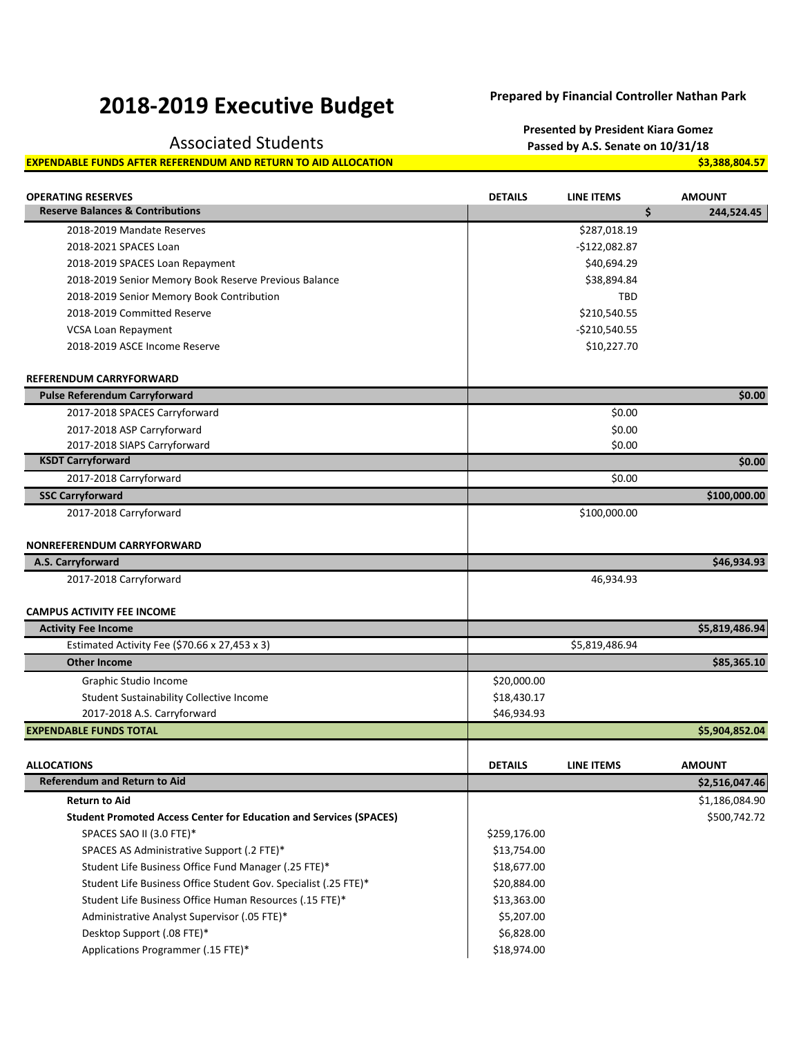# 2018-2019 Executive Budget

**Prepared by Financial Controller Nathan Park**

## Associated Students

**Presented by President Kiara Gomez**
**Passed by A.S. Senate on 10/31/18**

**EXPENDABLE FUNDS AFTER REFERENDUM AND RETURN TO AID ALLOCATION** **$3,388,804.57**

| OPERATING RESERVES | DETAILS | LINE ITEMS | AMOUNT |
|---|---|---|---|
| **Reserve Balances & Contributions** | | | **$ 244,524.45** |
| 2018-2019 Mandate Reserves | | $287,018.19 | |
| 2018-2021 SPACES Loan | | -$122,082.87 | |
| 2018-2019 SPACES Loan Repayment | | $40,694.29 | |
| 2018-2019 Senior Memory Book Reserve Previous Balance | | $38,894.84 | |
| 2018-2019 Senior Memory Book Contribution | | TBD | |
| 2018-2019 Committed Reserve | | $210,540.55 | |
| VCSA Loan Repayment | | -$210,540.55 | |
| 2018-2019 ASCE Income Reserve | | $10,227.70 | |
| | | | |
| **REFERENDUM CARRYFORWARD** | | | |
| **Pulse Referendum Carryforward** | | | **$0.00** |
| 2017-2018 SPACES Carryforward | | $0.00 | |
| 2017-2018 ASP Carryforward | | $0.00 | |
| 2017-2018 SIAPS Carryforward | | $0.00 | |
| **KSDT Carryforward** | | | **$0.00** |
| 2017-2018 Carryforward | | $0.00 | |
| **SSC Carryforward** | | | **$100,000.00** |
| 2017-2018 Carryforward | | $100,000.00 | |
| | | | |
| **NONREFERENDUM CARRYFORWARD** | | | |
| **A.S. Carryforward** | | | **$46,934.93** |
| 2017-2018 Carryforward | | 46,934.93 | |
| | | | |
| **CAMPUS ACTIVITY FEE INCOME** | | | |
| **Activity Fee Income** | | | **$5,819,486.94** |
| Estimated Activity Fee ($70.66 x 27,453 x 3) | | $5,819,486.94 | |
| **Other Income** | | | **$85,365.10** |
| Graphic Studio Income | $20,000.00 | | |
| Student Sustainability Collective Income | $18,430.17 | | |
| 2017-2018 A.S. Carryforward | $46,934.93 | | |
| **EXPENDABLE FUNDS TOTAL** | | | **$5,904,852.04** |

| ALLOCATIONS | DETAILS | LINE ITEMS | AMOUNT |
|---|---|---|---|
| **Referendum and Return to Aid** | | | **$2,516,047.46** |
| **Return to Aid** | | | $1,186,084.90 |
| **Student Promoted Access Center for Education and Services (SPACES)** | | | $500,742.72 |
| SPACES SAO II (3.0 FTE)* | $259,176.00 | | |
| SPACES AS Administrative Support (.2 FTE)* | $13,754.00 | | |
| Student Life Business Office Fund Manager (.25 FTE)* | $18,677.00 | | |
| Student Life Business Office Student Gov. Specialist (.25 FTE)* | $20,884.00 | | |
| Student Life Business Office Human Resources (.15 FTE)* | $13,363.00 | | |
| Administrative Analyst Supervisor (.05 FTE)* | $5,207.00 | | |
| Desktop Support (.08 FTE)* | $6,828.00 | | |
| Applications Programmer (.15 FTE)* | $18,974.00 | | |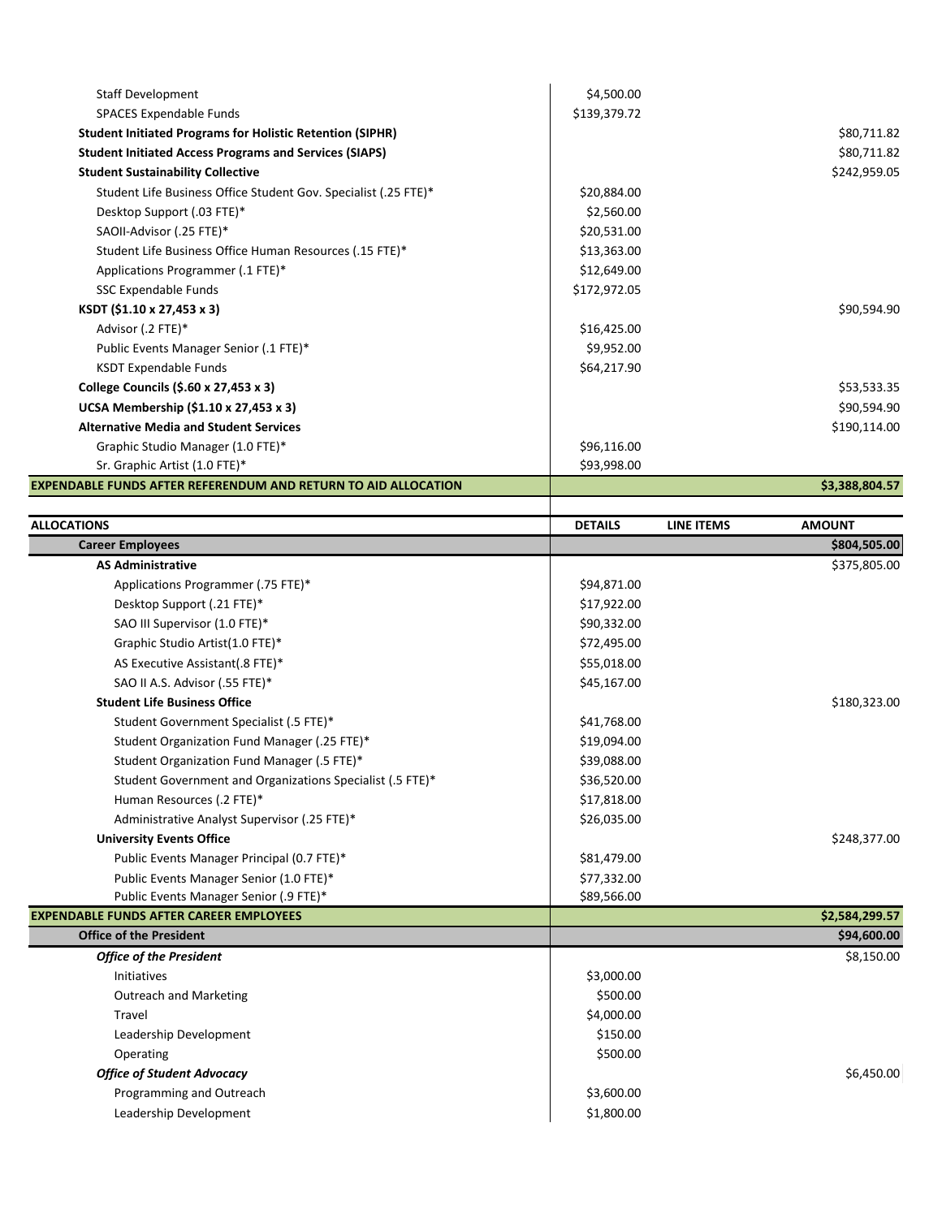| | | | |
|---|---|---|---|
| Staff Development | $4,500.00 | | |
| SPACES Expendable Funds | $139,379.72 | | |
| **Student Initiated Programs for Holistic Retention (SIPHR)** | | | $80,711.82 |
| **Student Initiated Access Programs and Services (SIAPS)** | | | $80,711.82 |
| **Student Sustainability Collective** | | | $242,959.05 |
| Student Life Business Office Student Gov. Specialist (.25 FTE)* | $20,884.00 | | |
| Desktop Support (.03 FTE)* | $2,560.00 | | |
| SAOII-Advisor (.25 FTE)* | $20,531.00 | | |
| Student Life Business Office Human Resources (.15 FTE)* | $13,363.00 | | |
| Applications Programmer (.1 FTE)* | $12,649.00 | | |
| SSC Expendable Funds | $172,972.05 | | |
| **KSDT ($1.10 x 27,453 x 3)** | | | $90,594.90 |
| Advisor (.2 FTE)* | $16,425.00 | | |
| Public Events Manager Senior (.1 FTE)* | $9,952.00 | | |
| KSDT Expendable Funds | $64,217.90 | | |
| **College Councils ($.60 x 27,453 x 3)** | | | $53,533.35 |
| **UCSA Membership ($1.10 x 27,453 x 3)** | | | $90,594.90 |
| **Alternative Media and Student Services** | | | $190,114.00 |
| Graphic Studio Manager (1.0 FTE)* | $96,116.00 | | |
| Sr. Graphic Artist (1.0 FTE)* | $93,998.00 | | |
| **EXPENDABLE FUNDS AFTER REFERENDUM AND RETURN TO AID ALLOCATION** | | | **$3,388,804.57** |

| ALLOCATIONS | DETAILS | LINE ITEMS | AMOUNT |
|---|---|---|---|
| **Career Employees** | | | **$804,505.00** |
| **AS Administrative** | | | $375,805.00 |
| Applications Programmer (.75 FTE)* | $94,871.00 | | |
| Desktop Support (.21 FTE)* | $17,922.00 | | |
| SAO III Supervisor (1.0 FTE)* | $90,332.00 | | |
| Graphic Studio Artist(1.0 FTE)* | $72,495.00 | | |
| AS Executive Assistant(.8 FTE)* | $55,018.00 | | |
| SAO II A.S. Advisor (.55 FTE)* | $45,167.00 | | |
| **Student Life Business Office** | | | $180,323.00 |
| Student Government Specialist (.5 FTE)* | $41,768.00 | | |
| Student Organization Fund Manager (.25 FTE)* | $19,094.00 | | |
| Student Organization Fund Manager (.5 FTE)* | $39,088.00 | | |
| Student Government and Organizations Specialist (.5 FTE)* | $36,520.00 | | |
| Human Resources (.2 FTE)* | $17,818.00 | | |
| Administrative Analyst Supervisor (.25 FTE)* | $26,035.00 | | |
| **University Events Office** | | | $248,377.00 |
| Public Events Manager Principal (0.7 FTE)* | $81,479.00 | | |
| Public Events Manager Senior (1.0 FTE)* | $77,332.00 | | |
| Public Events Manager Senior (.9 FTE)* | $89,566.00 | | |
| **EXPENDABLE FUNDS AFTER CAREER EMPLOYEES** | | | **$2,584,299.57** |
| **Office of the President** | | | **$94,600.00** |
| ***Office of the President*** | | | $8,150.00 |
| Initiatives | $3,000.00 | | |
| Outreach and Marketing | $500.00 | | |
| Travel | $4,000.00 | | |
| Leadership Development | $150.00 | | |
| Operating | $500.00 | | |
| ***Office of Student Advocacy*** | | | $6,450.00 |
| Programming and Outreach | $3,600.00 | | |
| Leadership Development | $1,800.00 | | |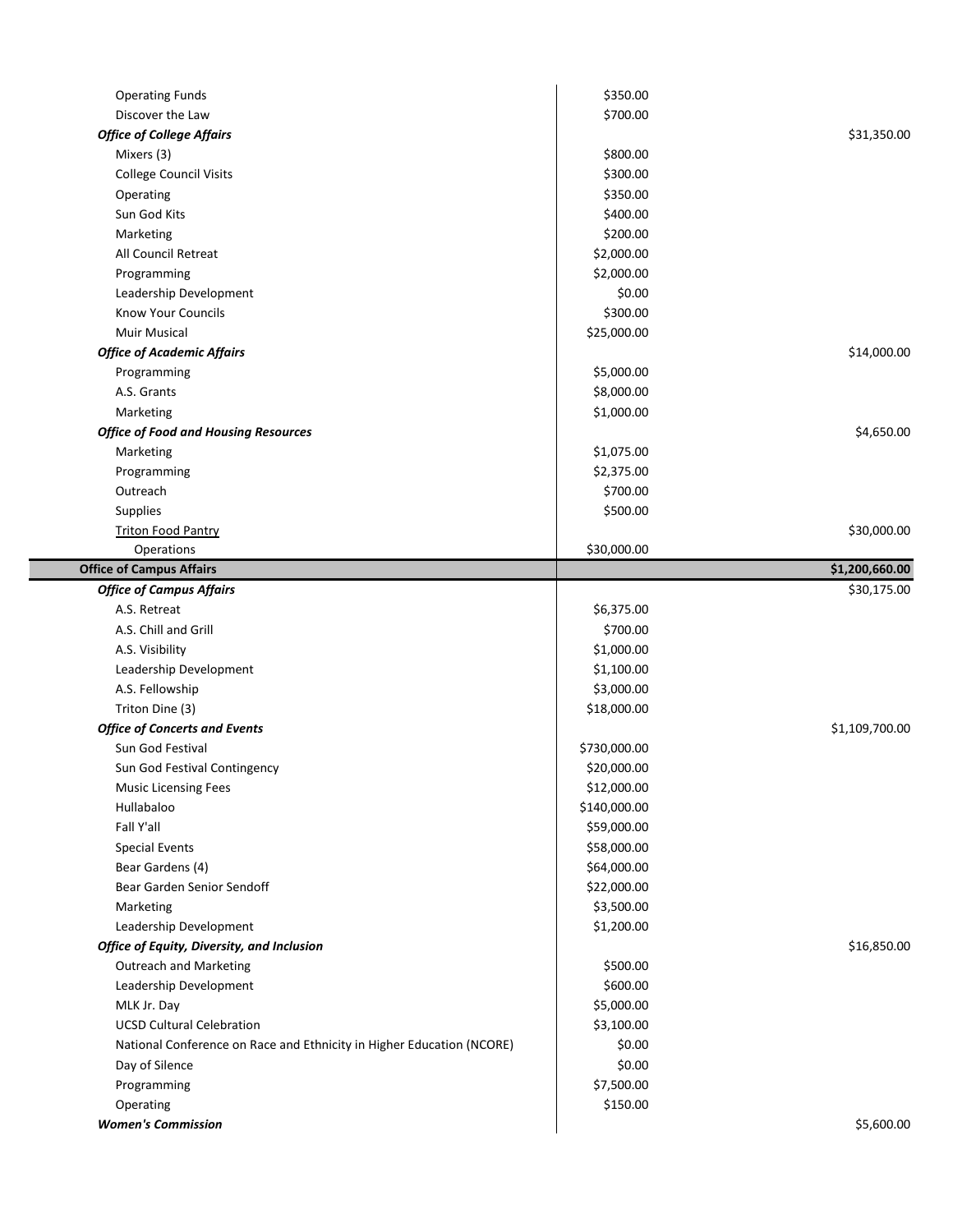| | | |
|---|---|---|
| Operating Funds | $350.00 | |
| Discover the Law | $700.00 | |
| ***Office of College Affairs*** | | $31,350.00 |
| Mixers (3) | $800.00 | |
| College Council Visits | $300.00 | |
| Operating | $350.00 | |
| Sun God Kits | $400.00 | |
| Marketing | $200.00 | |
| All Council Retreat | $2,000.00 | |
| Programming | $2,000.00 | |
| Leadership Development | $0.00 | |
| Know Your Councils | $300.00 | |
| Muir Musical | $25,000.00 | |
| ***Office of Academic Affairs*** | | $14,000.00 |
| Programming | $5,000.00 | |
| A.S. Grants | $8,000.00 | |
| Marketing | $1,000.00 | |
| ***Office of Food and Housing Resources*** | | $4,650.00 |
| Marketing | $1,075.00 | |
| Programming | $2,375.00 | |
| Outreach | $700.00 | |
| Supplies | $500.00 | |
| Triton Food Pantry | | $30,000.00 |
| Operations | $30,000.00 | |
| **Office of Campus Affairs** | | **$1,200,660.00** |
| ***Office of Campus Affairs*** | | $30,175.00 |
| A.S. Retreat | $6,375.00 | |
| A.S. Chill and Grill | $700.00 | |
| A.S. Visibility | $1,000.00 | |
| Leadership Development | $1,100.00 | |
| A.S. Fellowship | $3,000.00 | |
| Triton Dine (3) | $18,000.00 | |
| ***Office of Concerts and Events*** | | $1,109,700.00 |
| Sun God Festival | $730,000.00 | |
| Sun God Festival Contingency | $20,000.00 | |
| Music Licensing Fees | $12,000.00 | |
| Hullabaloo | $140,000.00 | |
| Fall Y'all | $59,000.00 | |
| Special Events | $58,000.00 | |
| Bear Gardens (4) | $64,000.00 | |
| Bear Garden Senior Sendoff | $22,000.00 | |
| Marketing | $3,500.00 | |
| Leadership Development | $1,200.00 | |
| ***Office of Equity, Diversity, and Inclusion*** | | $16,850.00 |
| Outreach and Marketing | $500.00 | |
| Leadership Development | $600.00 | |
| MLK Jr. Day | $5,000.00 | |
| UCSD Cultural Celebration | $3,100.00 | |
| National Conference on Race and Ethnicity in Higher Education (NCORE) | $0.00 | |
| Day of Silence | $0.00 | |
| Programming | $7,500.00 | |
| Operating | $150.00 | |
| ***Women's Commission*** | | $5,600.00 |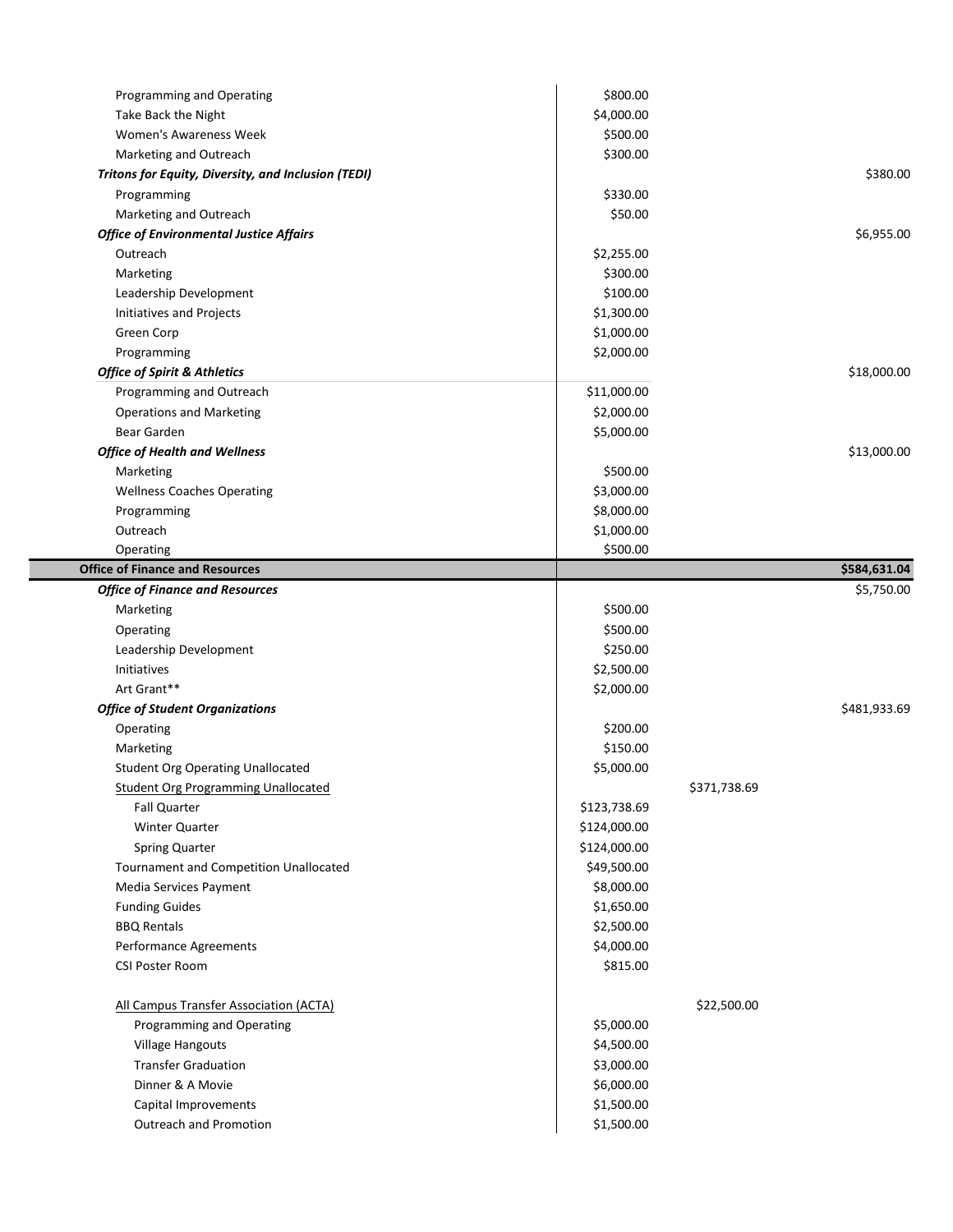| Item | Line Amount | Subtotal | Total |
|---|---|---|---|
| Programming and Operating | $800.00 | | |
| Take Back the Night | $4,000.00 | | |
| Women's Awareness Week | $500.00 | | |
| Marketing and Outreach | $300.00 | | |
| ***Tritons for Equity, Diversity, and Inclusion (TEDI)*** | | | $380.00 |
| Programming | $330.00 | | |
| Marketing and Outreach | $50.00 | | |
| ***Office of Environmental Justice Affairs*** | | | $6,955.00 |
| Outreach | $2,255.00 | | |
| Marketing | $300.00 | | |
| Leadership Development | $100.00 | | |
| Initiatives and Projects | $1,300.00 | | |
| Green Corp | $1,000.00 | | |
| Programming | $2,000.00 | | |
| ***Office of Spirit & Athletics*** | | | $18,000.00 |
| Programming and Outreach | $11,000.00 | | |
| Operations and Marketing | $2,000.00 | | |
| Bear Garden | $5,000.00 | | |
| ***Office of Health and Wellness*** | | | $13,000.00 |
| Marketing | $500.00 | | |
| Wellness Coaches Operating | $3,000.00 | | |
| Programming | $8,000.00 | | |
| Outreach | $1,000.00 | | |
| Operating | $500.00 | | |
| **Office of Finance and Resources** | | | **$584,631.04** |
| ***Office of Finance and Resources*** | | | $5,750.00 |
| Marketing | $500.00 | | |
| Operating | $500.00 | | |
| Leadership Development | $250.00 | | |
| Initiatives | $2,500.00 | | |
| Art Grant** | $2,000.00 | | |
| ***Office of Student Organizations*** | | | $481,933.69 |
| Operating | $200.00 | | |
| Marketing | $150.00 | | |
| Student Org Operating Unallocated | $5,000.00 | | |
| Student Org Programming Unallocated | | $371,738.69 | |
| Fall Quarter | $123,738.69 | | |
| Winter Quarter | $124,000.00 | | |
| Spring Quarter | $124,000.00 | | |
| Tournament and Competition Unallocated | $49,500.00 | | |
| Media Services Payment | $8,000.00 | | |
| Funding Guides | $1,650.00 | | |
| BBQ Rentals | $2,500.00 | | |
| Performance Agreements | $4,000.00 | | |
| CSI Poster Room | $815.00 | | |
| All Campus Transfer Association (ACTA) | | $22,500.00 | |
| Programming and Operating | $5,000.00 | | |
| Village Hangouts | $4,500.00 | | |
| Transfer Graduation | $3,000.00 | | |
| Dinner & A Movie | $6,000.00 | | |
| Capital Improvements | $1,500.00 | | |
| Outreach and Promotion | $1,500.00 | | |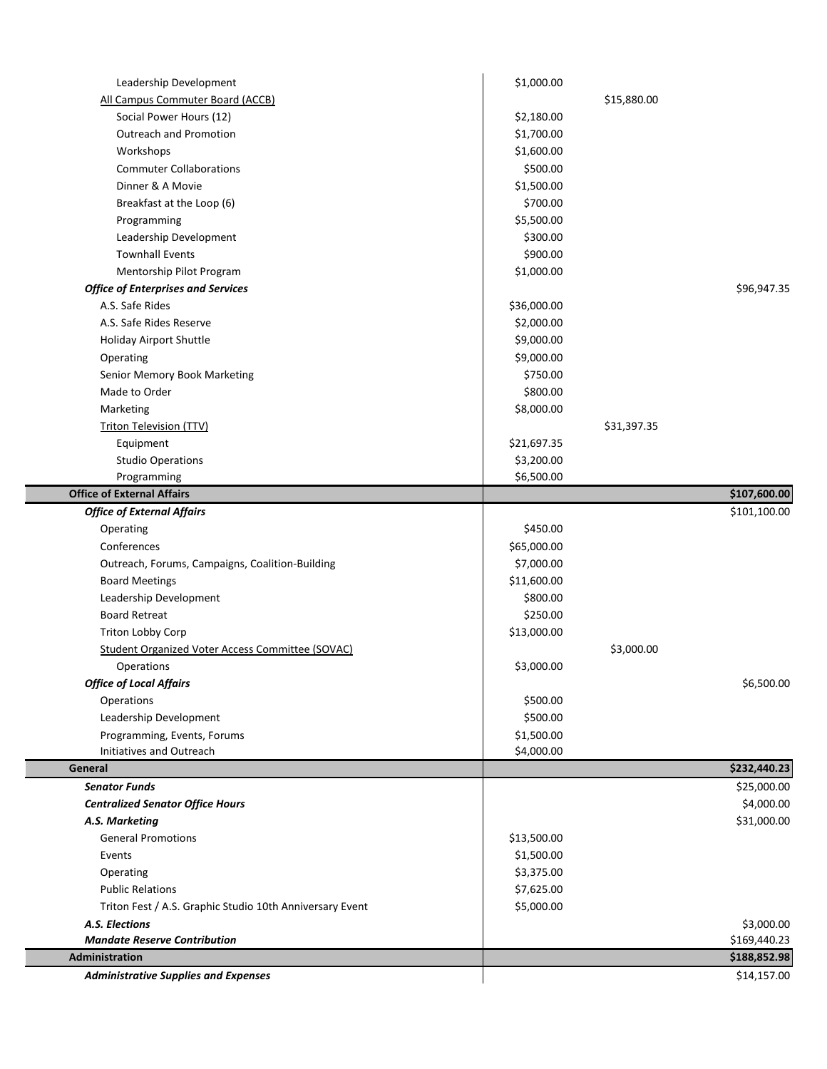| Item | Line Item | Subtotal | Total |
|---|---|---|---|
| Leadership Development | $1,000.00 | | |
| <u>All Campus Commuter Board (ACCB)</u> | | $15,880.00 | |
| Social Power Hours (12) | $2,180.00 | | |
| Outreach and Promotion | $1,700.00 | | |
| Workshops | $1,600.00 | | |
| Commuter Collaborations | $500.00 | | |
| Dinner & A Movie | $1,500.00 | | |
| Breakfast at the Loop (6) | $700.00 | | |
| Programming | $5,500.00 | | |
| Leadership Development | $300.00 | | |
| Townhall Events | $900.00 | | |
| Mentorship Pilot Program | $1,000.00 | | |
| ***Office of Enterprises and Services*** | | | $96,947.35 |
| A.S. Safe Rides | $36,000.00 | | |
| A.S. Safe Rides Reserve | $2,000.00 | | |
| Holiday Airport Shuttle | $9,000.00 | | |
| Operating | $9,000.00 | | |
| Senior Memory Book Marketing | $750.00 | | |
| Made to Order | $800.00 | | |
| Marketing | $8,000.00 | | |
| <u>Triton Television (TTV)</u> | | $31,397.35 | |
| Equipment | $21,697.35 | | |
| Studio Operations | $3,200.00 | | |
| Programming | $6,500.00 | | |
| **Office of External Affairs** | | | **$107,600.00** |
| ***Office of External Affairs*** | | | $101,100.00 |
| Operating | $450.00 | | |
| Conferences | $65,000.00 | | |
| Outreach, Forums, Campaigns, Coalition-Building | $7,000.00 | | |
| Board Meetings | $11,600.00 | | |
| Leadership Development | $800.00 | | |
| Board Retreat | $250.00 | | |
| Triton Lobby Corp | $13,000.00 | | |
| <u>Student Organized Voter Access Committee (SOVAC)</u> | | $3,000.00 | |
| Operations | $3,000.00 | | |
| ***Office of Local Affairs*** | | | $6,500.00 |
| Operations | $500.00 | | |
| Leadership Development | $500.00 | | |
| Programming, Events, Forums | $1,500.00 | | |
| Initiatives and Outreach | $4,000.00 | | |
| **General** | | | **$232,440.23** |
| ***Senator Funds*** | | | $25,000.00 |
| ***Centralized Senator Office Hours*** | | | $4,000.00 |
| ***A.S. Marketing*** | | | $31,000.00 |
| General Promotions | $13,500.00 | | |
| Events | $1,500.00 | | |
| Operating | $3,375.00 | | |
| Public Relations | $7,625.00 | | |
| Triton Fest / A.S. Graphic Studio 10th Anniversary Event | $5,000.00 | | |
| ***A.S. Elections*** | | | $3,000.00 |
| ***Mandate Reserve Contribution*** | | | $169,440.23 |
| **Administration** | | | **$188,852.98** |
| ***Administrative Supplies and Expenses*** | | | $14,157.00 |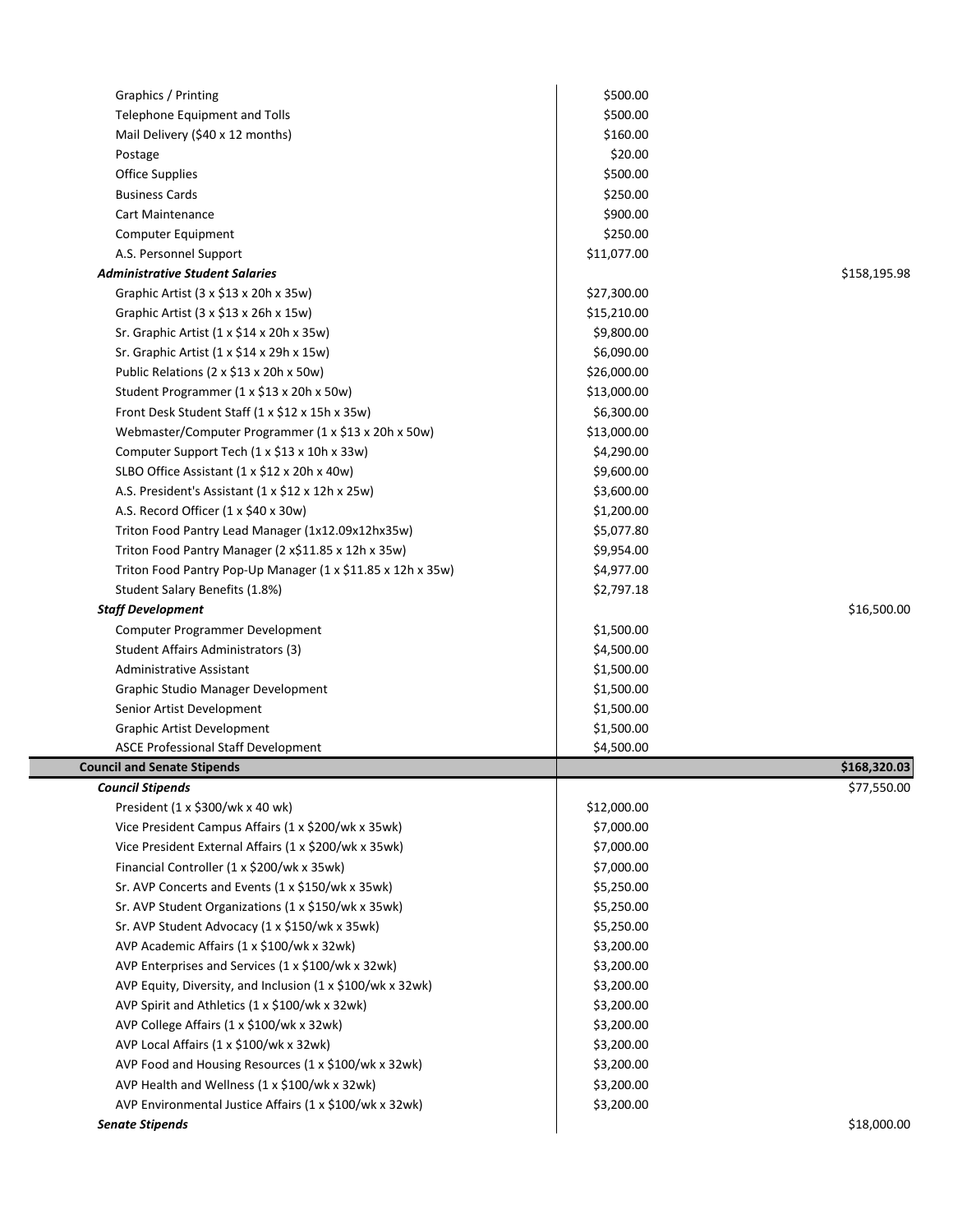| Item | Amount | Total |
|---|---|---|
| Graphics / Printing | $500.00 | |
| Telephone Equipment and Tolls | $500.00 | |
| Mail Delivery ($40 x 12 months) | $160.00 | |
| Postage | $20.00 | |
| Office Supplies | $500.00 | |
| Business Cards | $250.00 | |
| Cart Maintenance | $900.00 | |
| Computer Equipment | $250.00 | |
| A.S. Personnel Support | $11,077.00 | |
| ***Administrative Student Salaries*** | | $158,195.98 |
| Graphic Artist (3 x $13 x 20h x 35w) | $27,300.00 | |
| Graphic Artist (3 x $13 x 26h x 15w) | $15,210.00 | |
| Sr. Graphic Artist (1 x $14 x 20h x 35w) | $9,800.00 | |
| Sr. Graphic Artist (1 x $14 x 29h x 15w) | $6,090.00 | |
| Public Relations (2 x $13 x 20h x 50w) | $26,000.00 | |
| Student Programmer (1 x $13 x 20h x 50w) | $13,000.00 | |
| Front Desk Student Staff (1 x $12 x 15h x 35w) | $6,300.00 | |
| Webmaster/Computer Programmer (1 x $13 x 20h x 50w) | $13,000.00 | |
| Computer Support Tech (1 x $13 x 10h x 33w) | $4,290.00 | |
| SLBO Office Assistant (1 x $12 x 20h x 40w) | $9,600.00 | |
| A.S. President's Assistant (1 x $12 x 12h x 25w) | $3,600.00 | |
| A.S. Record Officer (1 x $40 x 30w) | $1,200.00 | |
| Triton Food Pantry Lead Manager (1x12.09x12hx35w) | $5,077.80 | |
| Triton Food Pantry Manager (2 x$11.85 x 12h x 35w) | $9,954.00 | |
| Triton Food Pantry Pop-Up Manager (1 x $11.85 x 12h x 35w) | $4,977.00 | |
| Student Salary Benefits (1.8%) | $2,797.18 | |
| ***Staff Development*** | | $16,500.00 |
| Computer Programmer Development | $1,500.00 | |
| Student Affairs Administrators (3) | $4,500.00 | |
| Administrative Assistant | $1,500.00 | |
| Graphic Studio Manager Development | $1,500.00 | |
| Senior Artist Development | $1,500.00 | |
| Graphic Artist Development | $1,500.00 | |
| ASCE Professional Staff Development | $4,500.00 | |
| **Council and Senate Stipends** | | **$168,320.03** |
| ***Council Stipends*** | | $77,550.00 |
| President (1 x $300/wk x 40 wk) | $12,000.00 | |
| Vice President Campus Affairs (1 x $200/wk x 35wk) | $7,000.00 | |
| Vice President External Affairs (1 x $200/wk x 35wk) | $7,000.00 | |
| Financial Controller (1 x $200/wk x 35wk) | $7,000.00 | |
| Sr. AVP Concerts and Events (1 x $150/wk x 35wk) | $5,250.00 | |
| Sr. AVP Student Organizations (1 x $150/wk x 35wk) | $5,250.00 | |
| Sr. AVP Student Advocacy (1 x $150/wk x 35wk) | $5,250.00 | |
| AVP Academic Affairs (1 x $100/wk x 32wk) | $3,200.00 | |
| AVP Enterprises and Services (1 x $100/wk x 32wk) | $3,200.00 | |
| AVP Equity, Diversity, and Inclusion (1 x $100/wk x 32wk) | $3,200.00 | |
| AVP Spirit and Athletics (1 x $100/wk x 32wk) | $3,200.00 | |
| AVP College Affairs (1 x $100/wk x 32wk) | $3,200.00 | |
| AVP Local Affairs (1 x $100/wk x 32wk) | $3,200.00 | |
| AVP Food and Housing Resources (1 x $100/wk x 32wk) | $3,200.00 | |
| AVP Health and Wellness (1 x $100/wk x 32wk) | $3,200.00 | |
| AVP Environmental Justice Affairs (1 x $100/wk x 32wk) | $3,200.00 | |
| ***Senate Stipends*** | | $18,000.00 |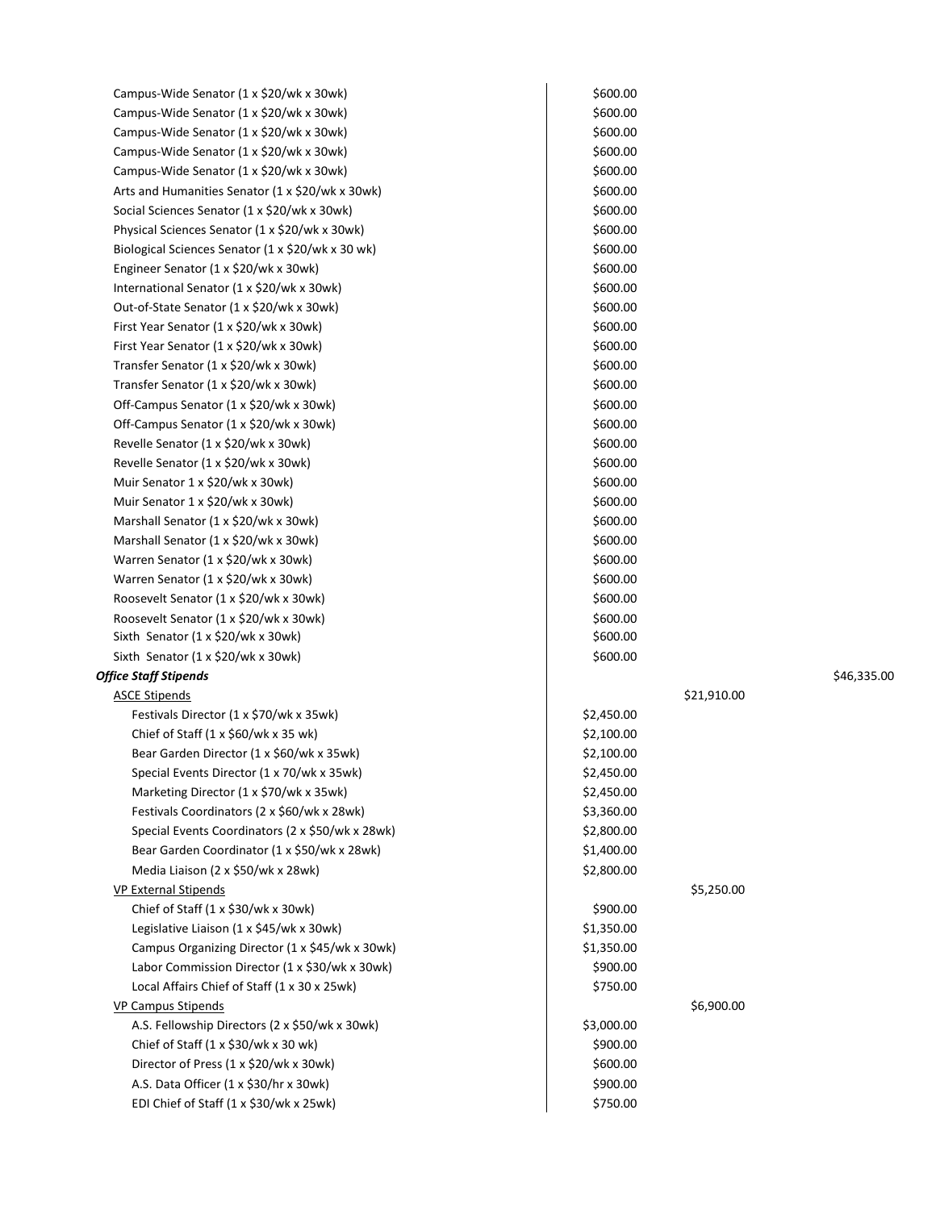| Item | Amount | Subtotal | Total |
|---|---|---|---|
| Campus-Wide Senator (1 x $20/wk x 30wk) | $600.00 | | |
| Campus-Wide Senator (1 x $20/wk x 30wk) | $600.00 | | |
| Campus-Wide Senator (1 x $20/wk x 30wk) | $600.00 | | |
| Campus-Wide Senator (1 x $20/wk x 30wk) | $600.00 | | |
| Campus-Wide Senator (1 x $20/wk x 30wk) | $600.00 | | |
| Arts and Humanities Senator (1 x $20/wk x 30wk) | $600.00 | | |
| Social Sciences Senator (1 x $20/wk x 30wk) | $600.00 | | |
| Physical Sciences Senator (1 x $20/wk x 30wk) | $600.00 | | |
| Biological Sciences Senator (1 x $20/wk x 30 wk) | $600.00 | | |
| Engineer Senator (1 x $20/wk x 30wk) | $600.00 | | |
| International Senator (1 x $20/wk x 30wk) | $600.00 | | |
| Out-of-State Senator (1 x $20/wk x 30wk) | $600.00 | | |
| First Year Senator (1 x $20/wk x 30wk) | $600.00 | | |
| First Year Senator (1 x $20/wk x 30wk) | $600.00 | | |
| Transfer Senator (1 x $20/wk x 30wk) | $600.00 | | |
| Transfer Senator (1 x $20/wk x 30wk) | $600.00 | | |
| Off-Campus Senator (1 x $20/wk x 30wk) | $600.00 | | |
| Off-Campus Senator (1 x $20/wk x 30wk) | $600.00 | | |
| Revelle Senator (1 x $20/wk x 30wk) | $600.00 | | |
| Revelle Senator (1 x $20/wk x 30wk) | $600.00 | | |
| Muir Senator 1 x $20/wk x 30wk) | $600.00 | | |
| Muir Senator 1 x $20/wk x 30wk) | $600.00 | | |
| Marshall Senator (1 x $20/wk x 30wk) | $600.00 | | |
| Marshall Senator (1 x $20/wk x 30wk) | $600.00 | | |
| Warren Senator (1 x $20/wk x 30wk) | $600.00 | | |
| Warren Senator (1 x $20/wk x 30wk) | $600.00 | | |
| Roosevelt Senator (1 x $20/wk x 30wk) | $600.00 | | |
| Roosevelt Senator (1 x $20/wk x 30wk) | $600.00 | | |
| Sixth Senator (1 x $20/wk x 30wk) | $600.00 | | |
| Sixth Senator (1 x $20/wk x 30wk) | $600.00 | | |
| ***Office Staff Stipends*** | | | $46,335.00 |
| ASCE Stipends | | $21,910.00 | |
| Festivals Director (1 x $70/wk x 35wk) | $2,450.00 | | |
| Chief of Staff (1 x $60/wk x 35 wk) | $2,100.00 | | |
| Bear Garden Director (1 x $60/wk x 35wk) | $2,100.00 | | |
| Special Events Director (1 x 70/wk x 35wk) | $2,450.00 | | |
| Marketing Director (1 x $70/wk x 35wk) | $2,450.00 | | |
| Festivals Coordinators (2 x $60/wk x 28wk) | $3,360.00 | | |
| Special Events Coordinators (2 x $50/wk x 28wk) | $2,800.00 | | |
| Bear Garden Coordinator (1 x $50/wk x 28wk) | $1,400.00 | | |
| Media Liaison (2 x $50/wk x 28wk) | $2,800.00 | | |
| VP External Stipends | | $5,250.00 | |
| Chief of Staff (1 x $30/wk x 30wk) | $900.00 | | |
| Legislative Liaison (1 x $45/wk x 30wk) | $1,350.00 | | |
| Campus Organizing Director (1 x $45/wk x 30wk) | $1,350.00 | | |
| Labor Commission Director (1 x $30/wk x 30wk) | $900.00 | | |
| Local Affairs Chief of Staff (1 x 30 x 25wk) | $750.00 | | |
| VP Campus Stipends | | $6,900.00 | |
| A.S. Fellowship Directors (2 x $50/wk x 30wk) | $3,000.00 | | |
| Chief of Staff (1 x $30/wk x 30 wk) | $900.00 | | |
| Director of Press (1 x $20/wk x 30wk) | $600.00 | | |
| A.S. Data Officer (1 x $30/hr x 30wk) | $900.00 | | |
| EDI Chief of Staff (1 x $30/wk x 25wk) | $750.00 | | |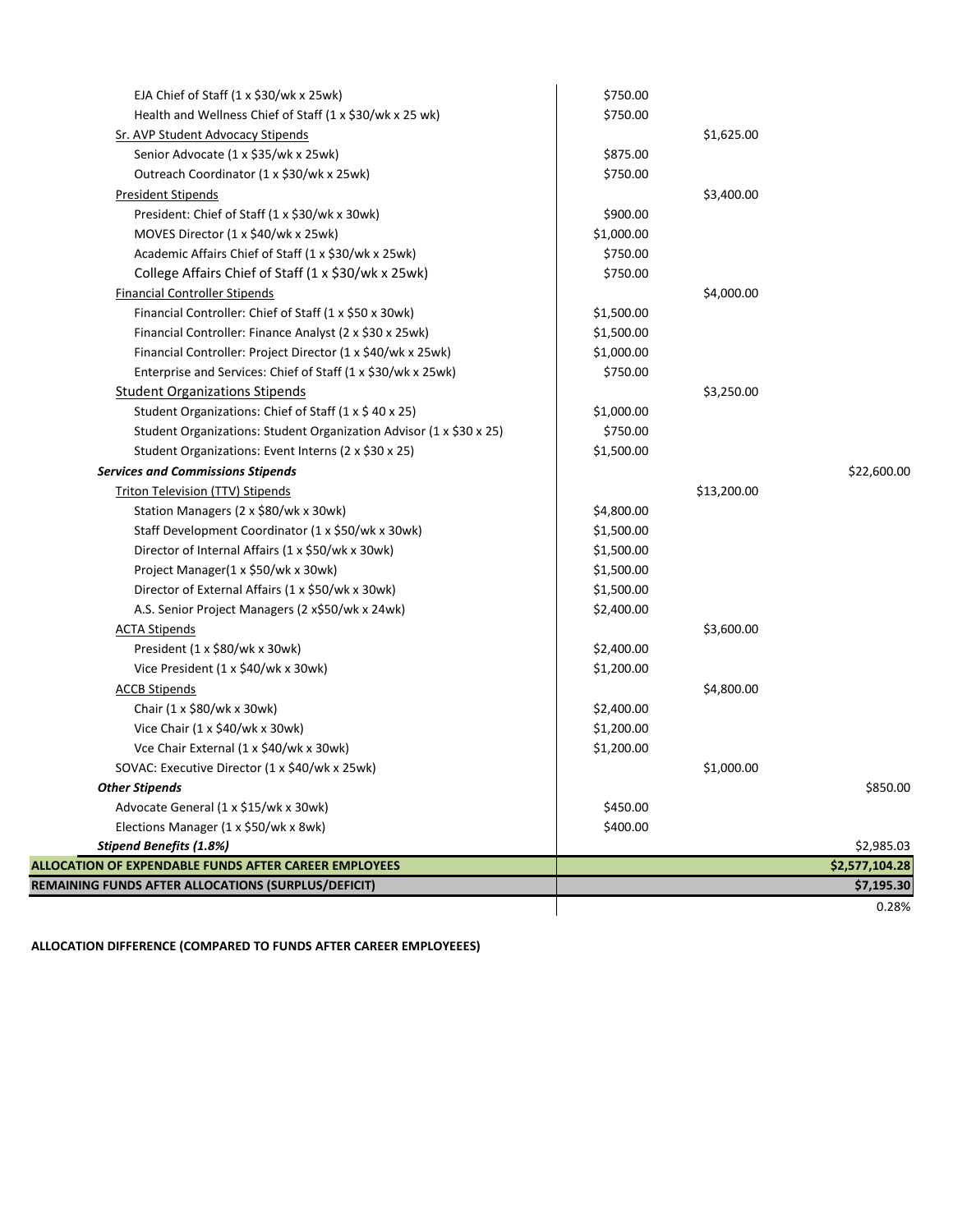| | | | |
|---|---|---|---|
| EJA Chief of Staff (1 x $30/wk x 25wk) | $750.00 | | |
| Health and Wellness Chief of Staff (1 x $30/wk x 25 wk) | $750.00 | | |
| Sr. AVP Student Advocacy Stipends | | $1,625.00 | |
| Senior Advocate (1 x $35/wk x 25wk) | $875.00 | | |
| Outreach Coordinator (1 x $30/wk x 25wk) | $750.00 | | |
| President Stipends | | $3,400.00 | |
| President: Chief of Staff (1 x $30/wk x 30wk) | $900.00 | | |
| MOVES Director (1 x $40/wk x 25wk) | $1,000.00 | | |
| Academic Affairs Chief of Staff (1 x $30/wk x 25wk) | $750.00 | | |
| College Affairs Chief of Staff (1 x $30/wk x 25wk) | $750.00 | | |
| Financial Controller Stipends | | $4,000.00 | |
| Financial Controller: Chief of Staff (1 x $50 x 30wk) | $1,500.00 | | |
| Financial Controller: Finance Analyst (2 x $30 x 25wk) | $1,500.00 | | |
| Financial Controller: Project Director (1 x $40/wk x 25wk) | $1,000.00 | | |
| Enterprise and Services: Chief of Staff (1 x $30/wk x 25wk) | $750.00 | | |
| Student Organizations Stipends | | $3,250.00 | |
| Student Organizations: Chief of Staff (1 x $ 40 x 25) | $1,000.00 | | |
| Student Organizations: Student Organization Advisor (1 x $30 x 25) | $750.00 | | |
| Student Organizations: Event Interns (2 x $30 x 25) | $1,500.00 | | |
| ***Services and Commissions Stipends*** | | | $22,600.00 |
| Triton Television (TTV) Stipends | | $13,200.00 | |
| Station Managers (2 x $80/wk x 30wk) | $4,800.00 | | |
| Staff Development Coordinator (1 x $50/wk x 30wk) | $1,500.00 | | |
| Director of Internal Affairs (1 x $50/wk x 30wk) | $1,500.00 | | |
| Project Manager(1 x $50/wk x 30wk) | $1,500.00 | | |
| Director of External Affairs (1 x $50/wk x 30wk) | $1,500.00 | | |
| A.S. Senior Project Managers (2 x$50/wk x 24wk) | $2,400.00 | | |
| ACTA Stipends | | $3,600.00 | |
| President (1 x $80/wk x 30wk) | $2,400.00 | | |
| Vice President (1 x $40/wk x 30wk) | $1,200.00 | | |
| ACCB Stipends | | $4,800.00 | |
| Chair (1 x $80/wk x 30wk) | $2,400.00 | | |
| Vice Chair (1 x $40/wk x 30wk) | $1,200.00 | | |
| Vce Chair External (1 x $40/wk x 30wk) | $1,200.00 | | |
| SOVAC: Executive Director (1 x $40/wk x 25wk) | | $1,000.00 | |
| ***Other Stipends*** | | | $850.00 |
| Advocate General (1 x $15/wk x 30wk) | $450.00 | | |
| Elections Manager (1 x $50/wk x 8wk) | $400.00 | | |
| ***Stipend Benefits (1.8%)*** | | | $2,985.03 |
| **ALLOCATION OF EXPENDABLE FUNDS AFTER CAREER EMPLOYEES** | | | **$2,577,104.28** |
| **REMAINING FUNDS AFTER ALLOCATIONS (SURPLUS/DEFICIT)** | | | **$7,195.30** |
| | | | 0.28% |

**ALLOCATION DIFFERENCE (COMPARED TO FUNDS AFTER CAREER EMPLOYEEES)**